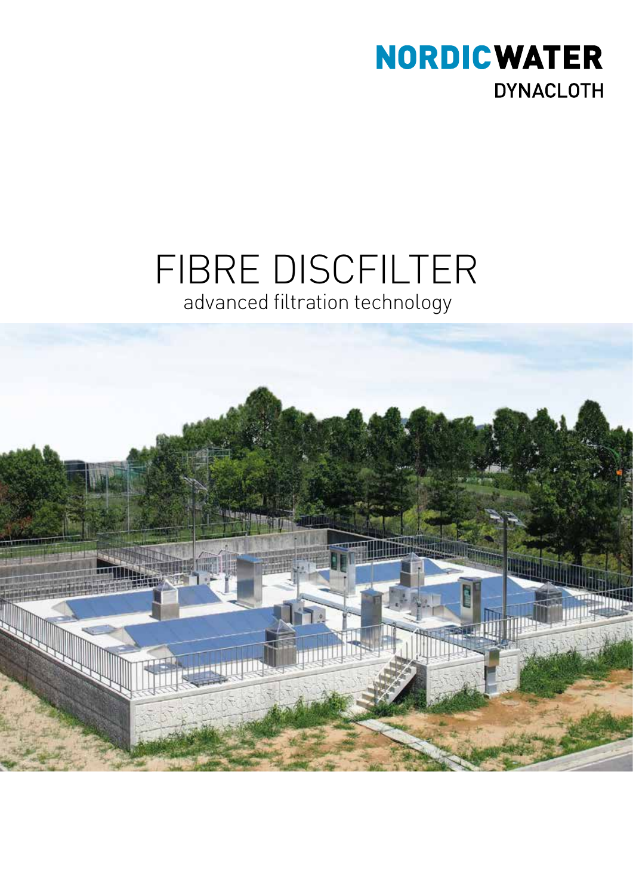NORDICWATER
DYNACLOTH

# FIBRE DISCFILTER

advanced filtration technology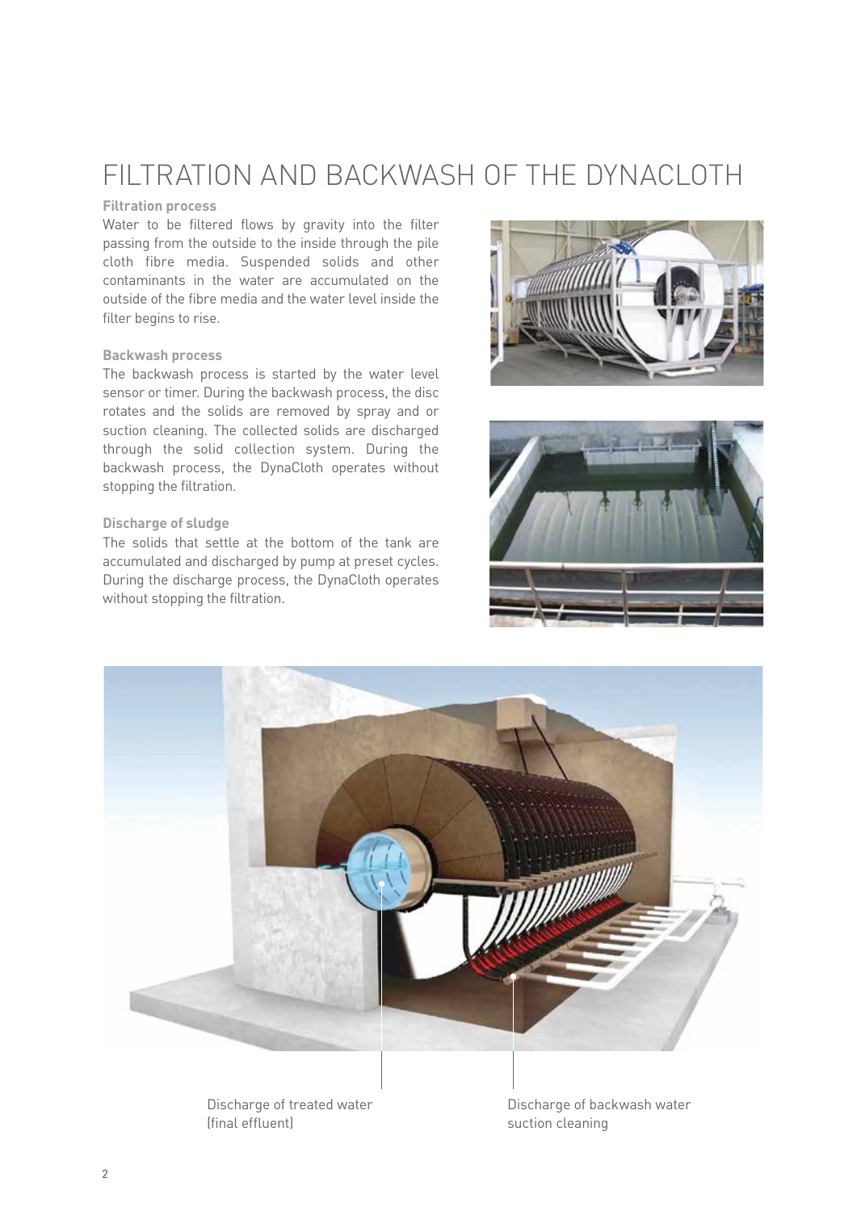# FILTRATION AND BACKWASH OF THE DYNACLOTH

**Filtration process**

Water to be filtered flows by gravity into the filter passing from the outside to the inside through the pile cloth fibre media. Suspended solids and other contaminants in the water are accumulated on the outside of the fibre media and the water level inside the filter begins to rise.

**Backwash process**

The backwash process is started by the water level sensor or timer. During the backwash process, the disc rotates and the solids are removed by spray and or suction cleaning. The collected solids are discharged through the solid collection system. During the backwash process, the DynaCloth operates without stopping the filtration.

**Discharge of sludge**

The solids that settle at the bottom of the tank are accumulated and discharged by pump at preset cycles. During the discharge process, the DynaCloth operates without stopping the filtration.

Discharge of treated water (final effluent)

Discharge of backwash water suction cleaning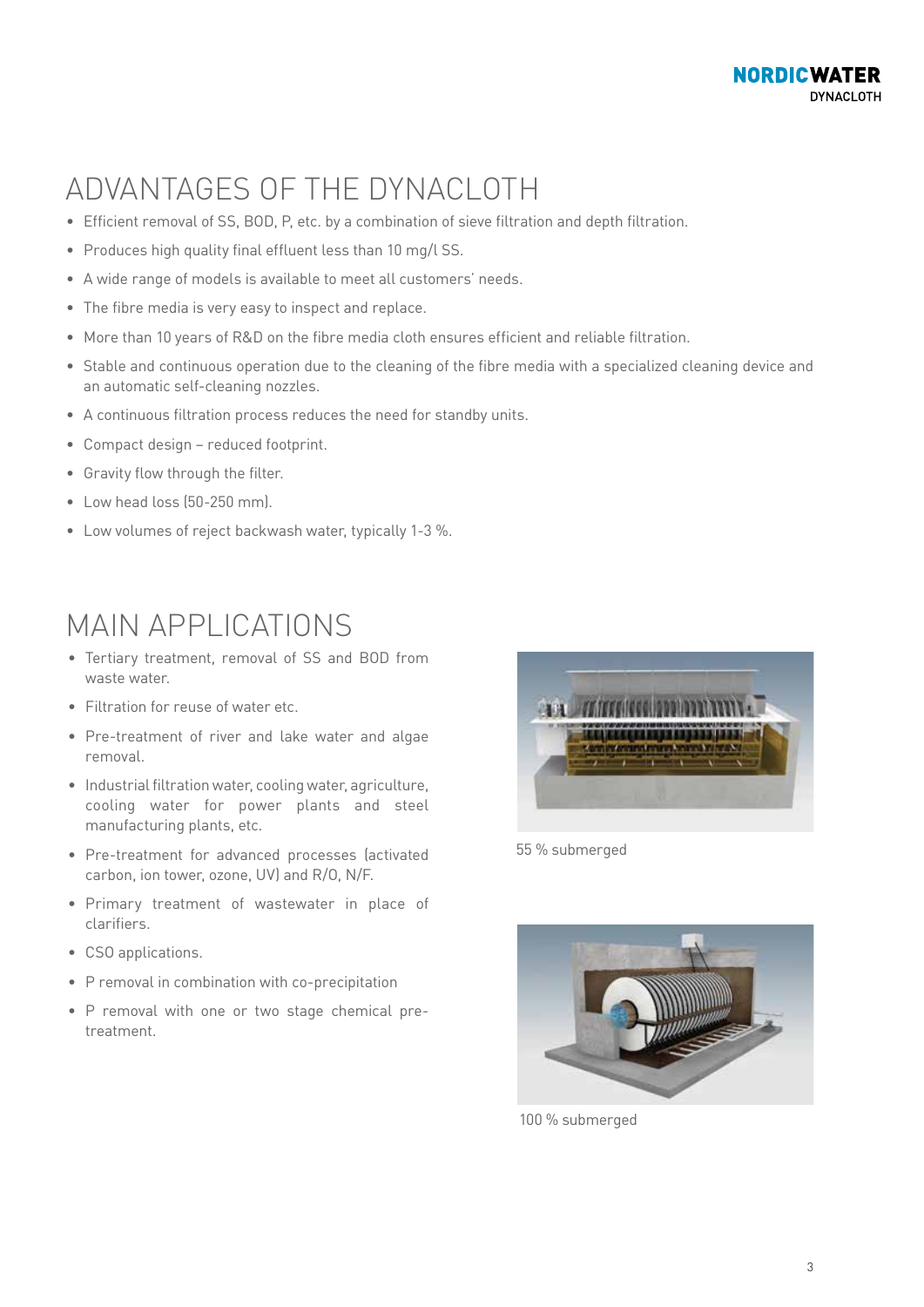# ADVANTAGES OF THE DYNACLOTH

- Efficient removal of SS, BOD, P, etc. by a combination of sieve filtration and depth filtration.
- Produces high quality final effluent less than 10 mg/l SS.
- A wide range of models is available to meet all customers' needs.
- The fibre media is very easy to inspect and replace.
- More than 10 years of R&D on the fibre media cloth ensures efficient and reliable filtration.
- Stable and continuous operation due to the cleaning of the fibre media with a specialized cleaning device and an automatic self-cleaning nozzles.
- A continuous filtration process reduces the need for standby units.
- Compact design – reduced footprint.
- Gravity flow through the filter.
- Low head loss (50-250 mm).
- Low volumes of reject backwash water, typically 1-3 %.

# MAIN APPLICATIONS

- Tertiary treatment, removal of SS and BOD from waste water.
- Filtration for reuse of water etc.
- Pre-treatment of river and lake water and algae removal.
- Industrial filtration water, cooling water, agriculture, cooling water for power plants and steel manufacturing plants, etc.
- Pre-treatment for advanced processes (activated carbon, ion tower, ozone, UV) and R/O, N/F.
- Primary treatment of wastewater in place of clarifiers.
- CSO applications.
- P removal in combination with co-precipitation
- P removal with one or two stage chemical pre-treatment.

55 % submerged

100 % submerged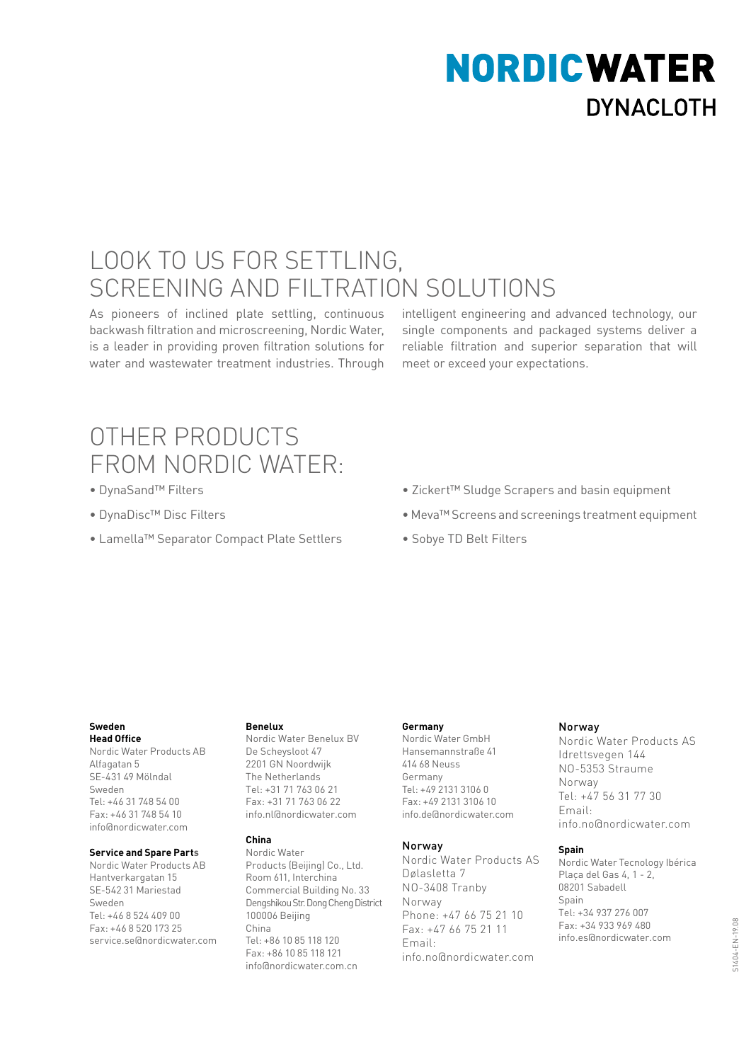NORDICWATER
DYNACLOTH

# LOOK TO US FOR SETTLING, SCREENING AND FILTRATION SOLUTIONS

As pioneers of inclined plate settling, continuous backwash filtration and microscreening, Nordic Water, is a leader in providing proven filtration solutions for water and wastewater treatment industries. Through intelligent engineering and advanced technology, our single components and packaged systems deliver a reliable filtration and superior separation that will meet or exceed your expectations.

# OTHER PRODUCTS FROM NORDIC WATER:

- DynaSand™ Filters
- DynaDisc™ Disc Filters
- Lamella™ Separator Compact Plate Settlers
- Zickert™ Sludge Scrapers and basin equipment
- Meva™ Screens and screenings treatment equipment
- Sobye TD Belt Filters

**Sweden**
**Head Office**
Nordic Water Products AB
Alfagatan 5
SE-431 49 Mölndal
Sweden
Tel: +46 31 748 54 00
Fax: +46 31 748 54 10
info@nordicwater.com

**Service and Spare Parts**
Nordic Water Products AB
Hantverkargatan 15
SE-542 31 Mariestad
Sweden
Tel: +46 8 524 409 00
Fax: +46 8 520 173 25
service.se@nordicwater.com

**Benelux**
Nordic Water Benelux BV
De Scheysloot 47
2201 GN Noordwijk
The Netherlands
Tel: +31 71 763 06 21
Fax: +31 71 763 06 22
info.nl@nordicwater.com

**China**
Nordic Water
Products (Beijing) Co., Ltd.
Room 611, Interchina
Commercial Building No. 33
Dengshikou Str. Dong Cheng District
100006 Beijing
China
Tel: +86 10 85 118 120
Fax: +86 10 85 118 121
info@nordicwater.com.cn

**Germany**
Nordic Water GmbH
Hansemannstraße 41
414 68 Neuss
Germany
Tel: +49 2131 3106 0
Fax: +49 2131 3106 10
info.de@nordicwater.com

**Norway**
Nordic Water Products AS
Dølasletta 7
NO-3408 Tranby
Norway
Phone: +47 66 75 21 10
Fax: +47 66 75 21 11
Email:
info.no@nordicwater.com

**Norway**
Nordic Water Products AS
Idrettsvegen 144
NO-5353 Straume
Norway
Tel: +47 56 31 77 30
Email:
info.no@nordicwater.com

**Spain**
Nordic Water Tecnology Ibérica
Plaça del Gas 4, 1 - 2,
08201 Sabadell
Spain
Tel: +34 937 276 007
Fax: +34 933 969 480
info.es@nordicwater.com

S1404-EN-19.08